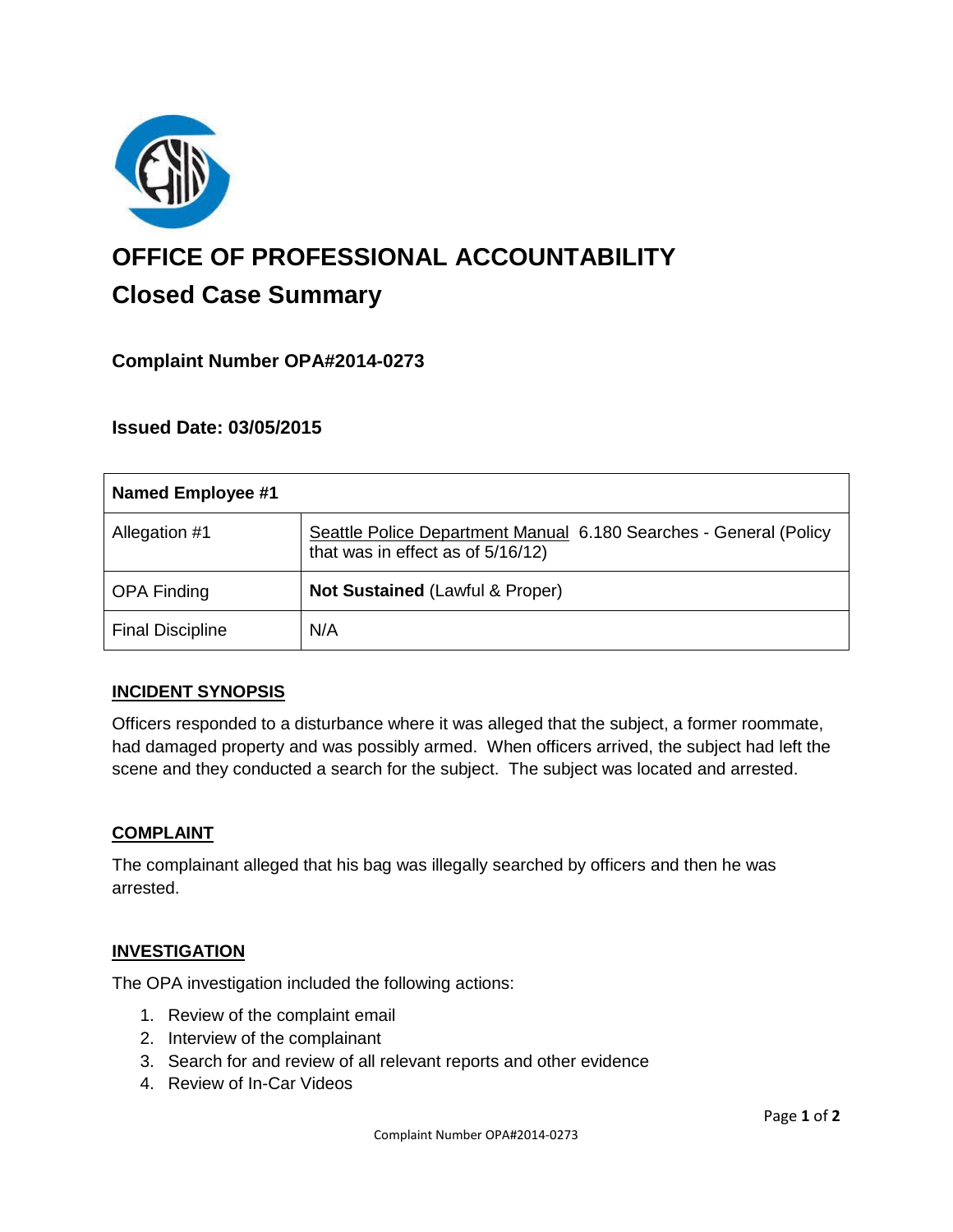# OFFICE OF PROFESSIONAL ACCOUNTABILITY

## Closed Case Summary

### Complaint Number OPA#2014-0273

### Issued Date: 03/05/2015

| Named Employee #1 | |
|---|---|
| Allegation #1 | Seattle Police Department Manual 6.180 Searches - General (Policy that was in effect as of 5/16/12) |
| OPA Finding | **Not Sustained** (Lawful & Proper) |
| Final Discipline | N/A |

### INCIDENT SYNOPSIS

Officers responded to a disturbance where it was alleged that the subject, a former roommate, had damaged property and was possibly armed. When officers arrived, the subject had left the scene and they conducted a search for the subject. The subject was located and arrested.

### COMPLAINT

The complainant alleged that his bag was illegally searched by officers and then he was arrested.

### INVESTIGATION

The OPA investigation included the following actions:

1. Review of the complaint email
2. Interview of the complainant
3. Search for and review of all relevant reports and other evidence
4. Review of In-Car Videos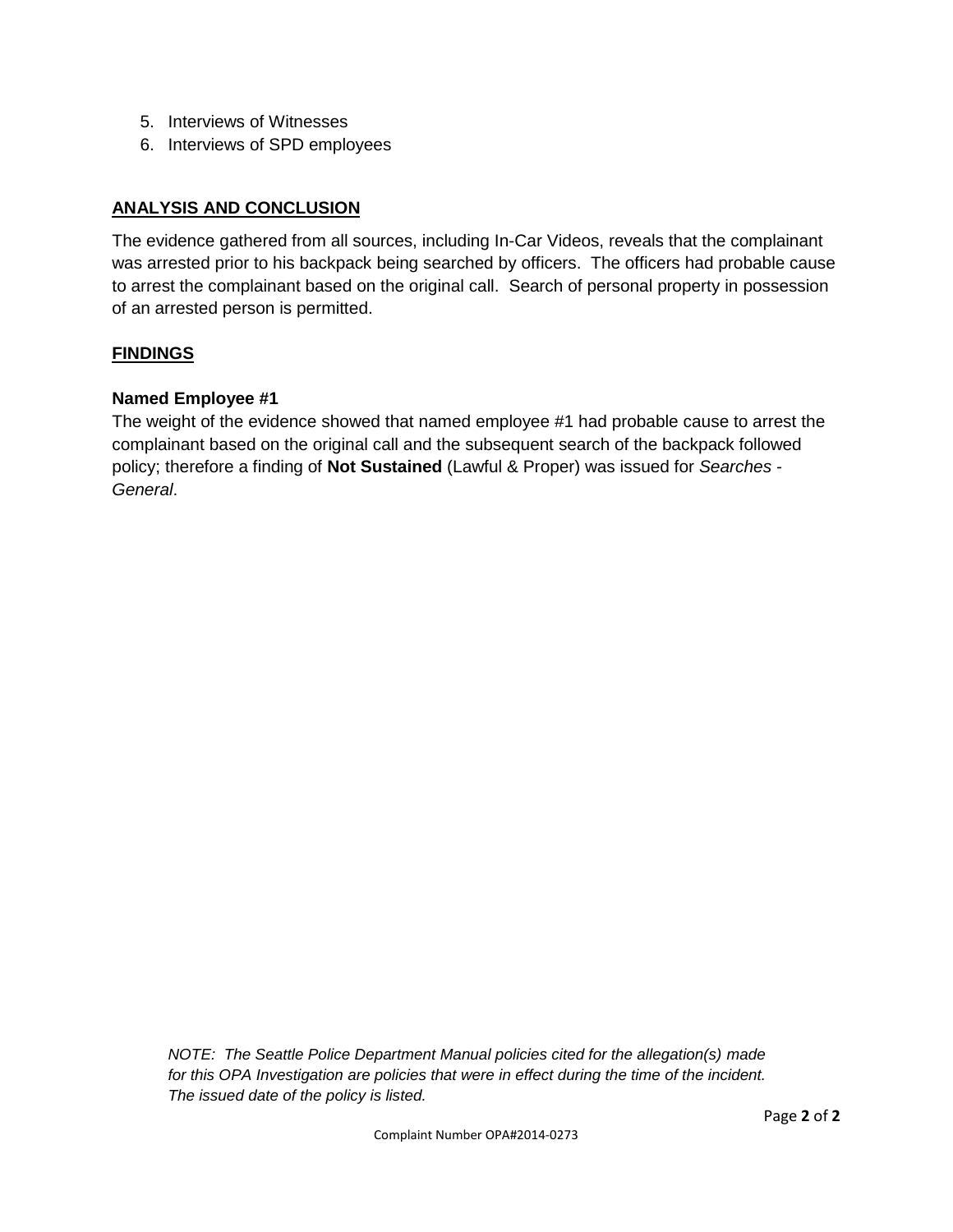5. Interviews of Witnesses
6. Interviews of SPD employees

## ANALYSIS AND CONCLUSION

The evidence gathered from all sources, including In-Car Videos, reveals that the complainant was arrested prior to his backpack being searched by officers. The officers had probable cause to arrest the complainant based on the original call. Search of personal property in possession of an arrested person is permitted.

## FINDINGS

### Named Employee #1

The weight of the evidence showed that named employee #1 had probable cause to arrest the complainant based on the original call and the subsequent search of the backpack followed policy; therefore a finding of **Not Sustained** (Lawful & Proper) was issued for *Searches - General*.

*NOTE: The Seattle Police Department Manual policies cited for the allegation(s) made for this OPA Investigation are policies that were in effect during the time of the incident. The issued date of the policy is listed.*

Complaint Number OPA#2014-0273